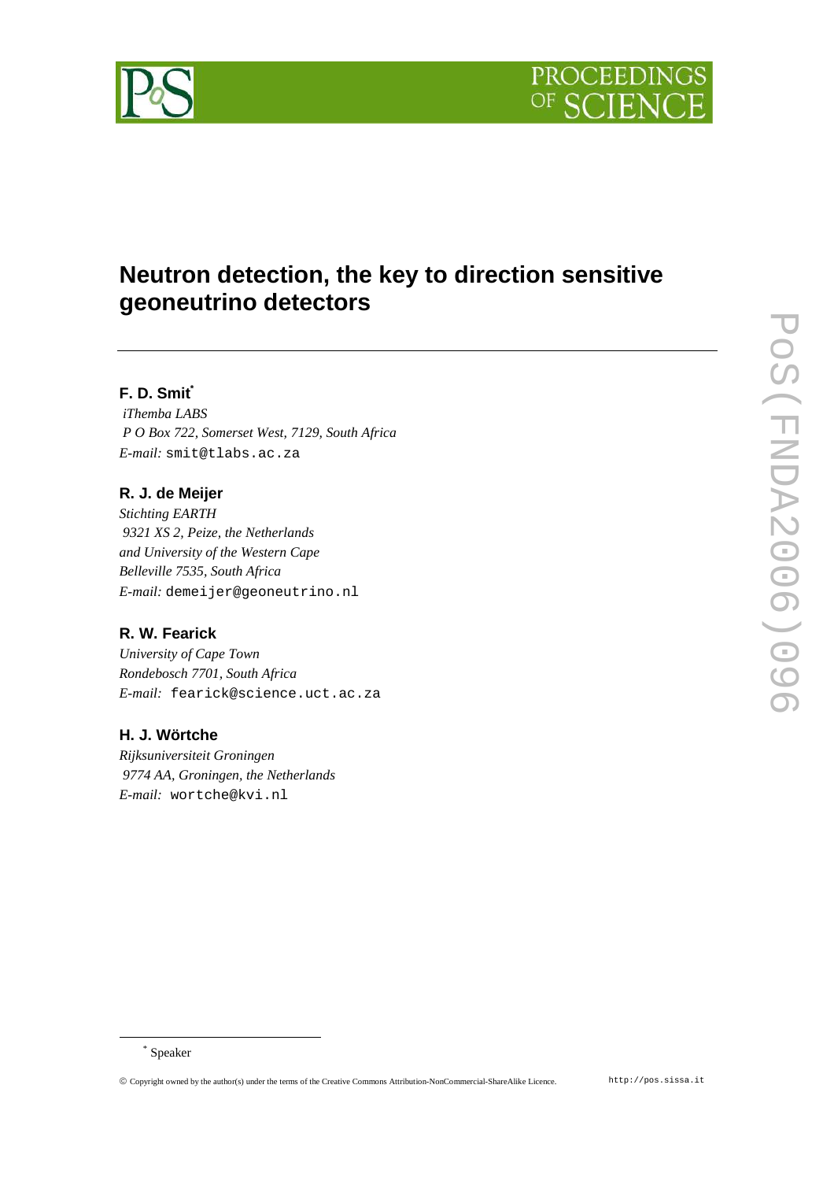# Neutron detection, the key to direction sensitive geoneutrino detectors

### F. D. Smit[*]

*iThemba LABS*
*P O Box 722, Somerset West, 7129, South Africa*
*E-mail:* smit@tlabs.ac.za

### R. J. de Meijer

*Stichting EARTH*
*9321 XS 2, Peize, the Netherlands*
*and University of the Western Cape*
*Belleville 7535, South Africa*
*E-mail:* demeijer@geoneutrino.nl

### R. W. Fearick

*University of Cape Town*
*Rondebosch 7701, South Africa*
*E-mail:* fearick@science.uct.ac.za

### H. J. Wörtche

*Rijksuniversiteit Groningen*
*9774 AA, Groningen, the Netherlands*
*E-mail:* wortche@kvi.nl

[*] Speaker

© Copyright owned by the author(s) under the terms of the Creative Commons Attribution-NonCommercial-ShareAlike Licence. http://pos.sissa.it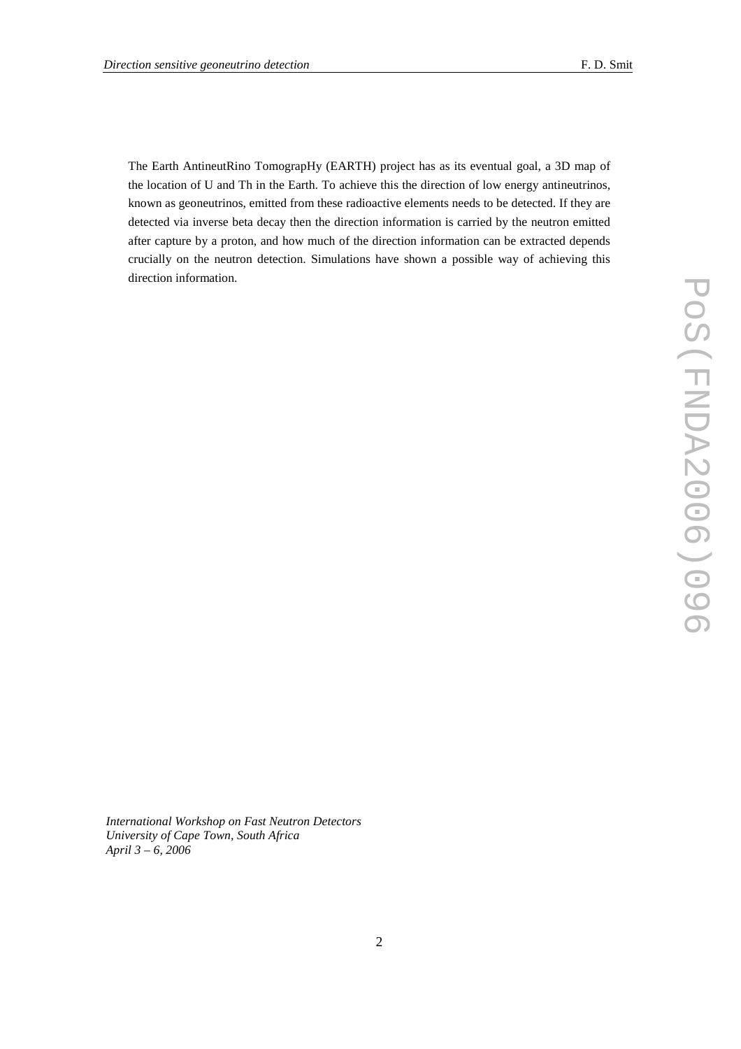The Earth AntineutRino TomograpHy (EARTH) project has as its eventual goal, a 3D map of the location of U and Th in the Earth. To achieve this the direction of low energy antineutrinos, known as geoneutrinos, emitted from these radioactive elements needs to be detected. If they are detected via inverse beta decay then the direction information is carried by the neutron emitted after capture by a proton, and how much of the direction information can be extracted depends crucially on the neutron detection. Simulations have shown a possible way of achieving this direction information.

*International Workshop on Fast Neutron Detectors*
*University of Cape Town, South Africa*
*April 3 – 6, 2006*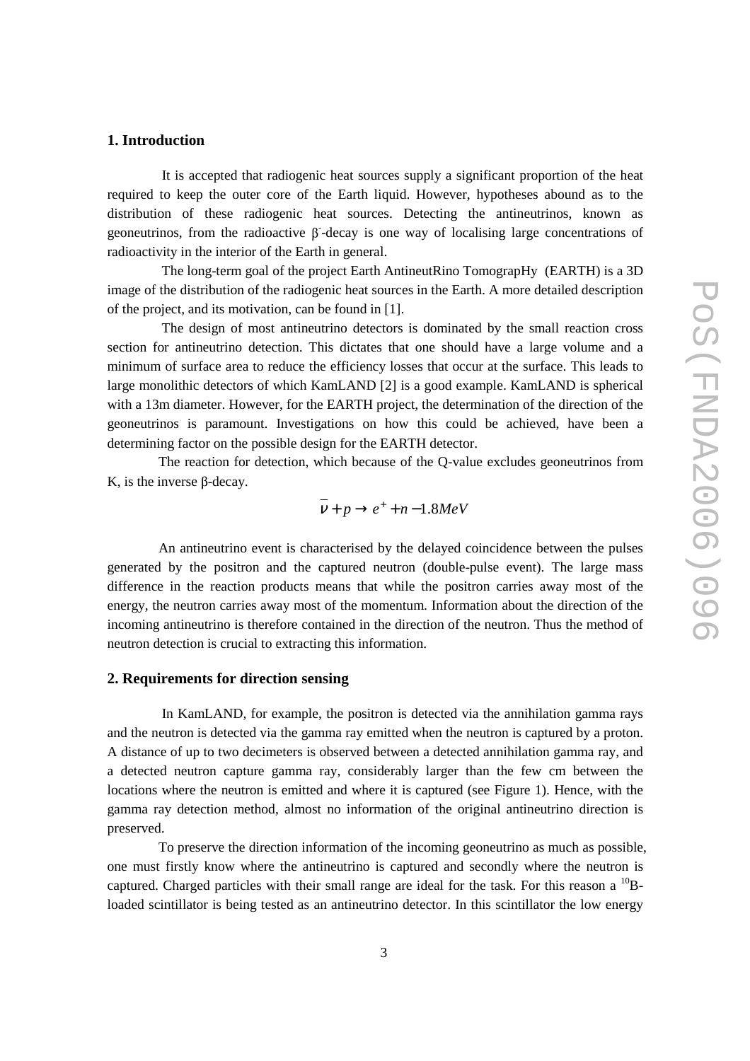## 1. Introduction

It is accepted that radiogenic heat sources supply a significant proportion of the heat required to keep the outer core of the Earth liquid. However, hypotheses abound as to the distribution of these radiogenic heat sources. Detecting the antineutrinos, known as geoneutrinos, from the radioactive $\beta^-$-decay is one way of localising large concentrations of radioactivity in the interior of the Earth in general.

The long-term goal of the project Earth AntineutRino TomograpHy (EARTH) is a 3D image of the distribution of the radiogenic heat sources in the Earth. A more detailed description of the project, and its motivation, can be found in [1].

The design of most antineutrino detectors is dominated by the small reaction cross section for antineutrino detection. This dictates that one should have a large volume and a minimum of surface area to reduce the efficiency losses that occur at the surface. This leads to large monolithic detectors of which KamLAND [2] is a good example. KamLAND is spherical with a 13m diameter. However, for the EARTH project, the determination of the direction of the geoneutrinos is paramount. Investigations on how this could be achieved, have been a determining factor on the possible design for the EARTH detector.

The reaction for detection, which because of the Q-value excludes geoneutrinos from K, is the inverse $\beta$-decay.

$$\bar{\nu} + p \rightarrow e^+ + n - 1.8MeV$$

An antineutrino event is characterised by the delayed coincidence between the pulses generated by the positron and the captured neutron (double-pulse event). The large mass difference in the reaction products means that while the positron carries away most of the energy, the neutron carries away most of the momentum. Information about the direction of the incoming antineutrino is therefore contained in the direction of the neutron. Thus the method of neutron detection is crucial to extracting this information.

## 2. Requirements for direction sensing

In KamLAND, for example, the positron is detected via the annihilation gamma rays and the neutron is detected via the gamma ray emitted when the neutron is captured by a proton. A distance of up to two decimeters is observed between a detected annihilation gamma ray, and a detected neutron capture gamma ray, considerably larger than the few cm between the locations where the neutron is emitted and where it is captured (see Figure 1). Hence, with the gamma ray detection method, almost no information of the original antineutrino direction is preserved.

To preserve the direction information of the incoming geoneutrino as much as possible, one must firstly know where the antineutrino is captured and secondly where the neutron is captured. Charged particles with their small range are ideal for the task. For this reason a $^{10}$B-loaded scintillator is being tested as an antineutrino detector. In this scintillator the low energy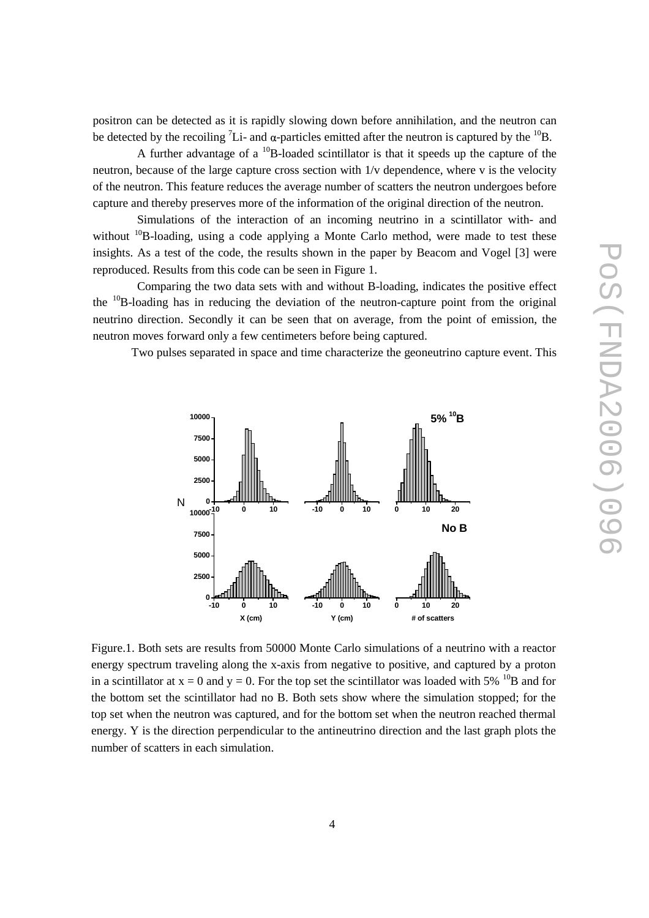positron can be detected as it is rapidly slowing down before annihilation, and the neutron can be detected by the recoiling $^{7}$Li- and $\alpha$-particles emitted after the neutron is captured by the $^{10}$B.

A further advantage of a $^{10}$B-loaded scintillator is that it speeds up the capture of the neutron, because of the large capture cross section with 1/v dependence, where v is the velocity of the neutron. This feature reduces the average number of scatters the neutron undergoes before capture and thereby preserves more of the information of the original direction of the neutron.

Simulations of the interaction of an incoming neutrino in a scintillator with- and without $^{10}$B-loading, using a code applying a Monte Carlo method, were made to test these insights. As a test of the code, the results shown in the paper by Beacom and Vogel [3] were reproduced. Results from this code can be seen in Figure 1.

Comparing the two data sets with and without B-loading, indicates the positive effect the $^{10}$B-loading has in reducing the deviation of the neutron-capture point from the original neutrino direction. Secondly it can be seen that on average, from the point of emission, the neutron moves forward only a few centimeters before being captured.

Two pulses separated in space and time characterize the geoneutrino capture event. This

Figure.1. Both sets are results from 50000 Monte Carlo simulations of a neutrino with a reactor energy spectrum traveling along the x-axis from negative to positive, and captured by a proton in a scintillator at $x = 0$ and $y = 0$. For the top set the scintillator was loaded with 5% $^{10}$B and for the bottom set the scintillator had no B. Both sets show where the simulation stopped; for the top set when the neutron was captured, and for the bottom set when the neutron reached thermal energy. Y is the direction perpendicular to the antineutrino direction and the last graph plots the number of scatters in each simulation.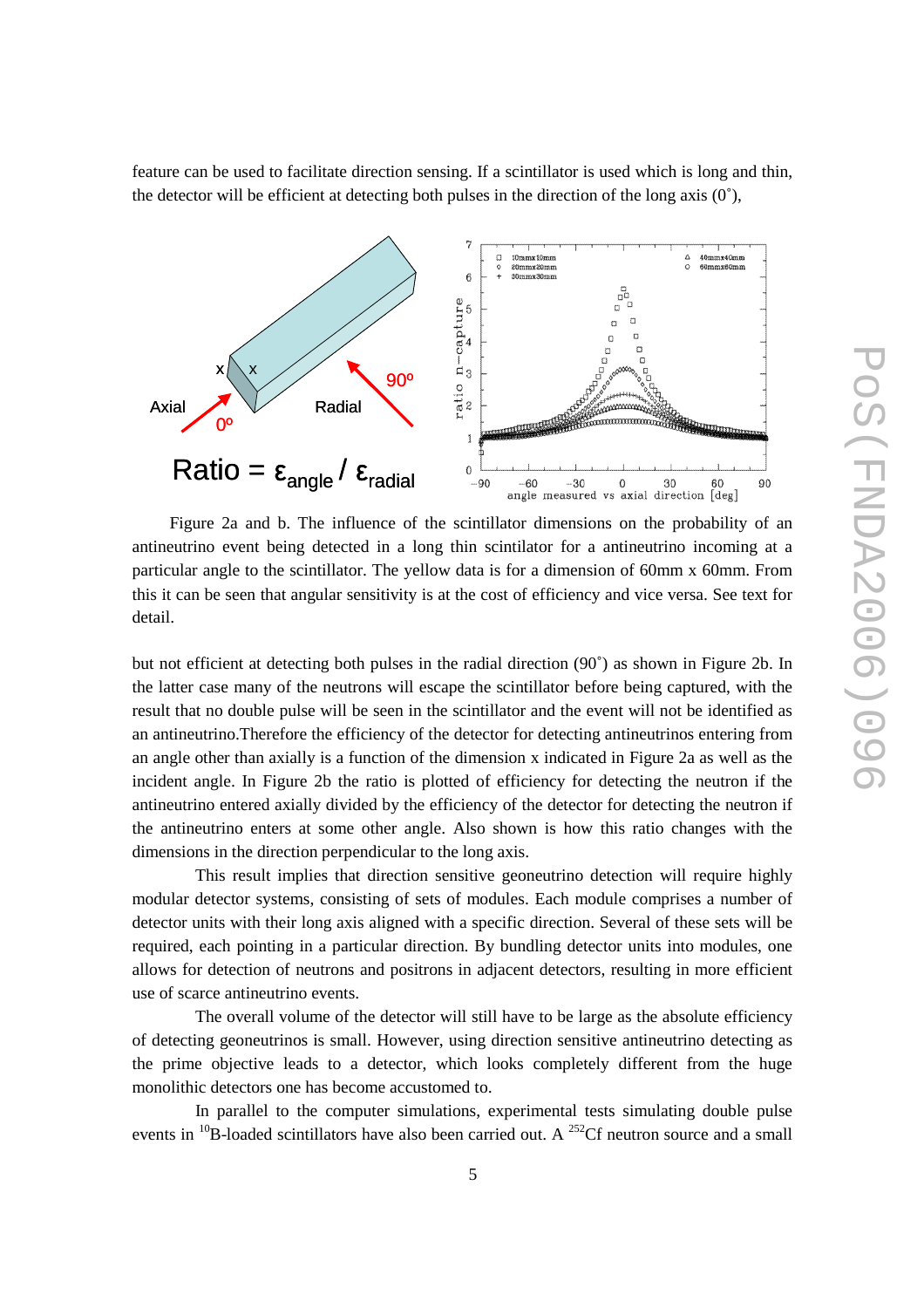feature can be used to facilitate direction sensing. If a scintillator is used which is long and thin, the detector will be efficient at detecting both pulses in the direction of the long axis (0˚),

Figure 2a and b. The influence of the scintillator dimensions on the probability of an antineutrino event being detected in a long thin scintilator for a antineutrino incoming at a particular angle to the scintillator. The yellow data is for a dimension of 60mm x 60mm. From this it can be seen that angular sensitivity is at the cost of efficiency and vice versa. See text for detail.

but not efficient at detecting both pulses in the radial direction (90˚) as shown in Figure 2b. In the latter case many of the neutrons will escape the scintillator before being captured, with the result that no double pulse will be seen in the scintillator and the event will not be identified as an antineutrino.Therefore the efficiency of the detector for detecting antineutrinos entering from an angle other than axially is a function of the dimension x indicated in Figure 2a as well as the incident angle. In Figure 2b the ratio is plotted of efficiency for detecting the neutron if the antineutrino entered axially divided by the efficiency of the detector for detecting the neutron if the antineutrino enters at some other angle. Also shown is how this ratio changes with the dimensions in the direction perpendicular to the long axis.

This result implies that direction sensitive geoneutrino detection will require highly modular detector systems, consisting of sets of modules. Each module comprises a number of detector units with their long axis aligned with a specific direction. Several of these sets will be required, each pointing in a particular direction. By bundling detector units into modules, one allows for detection of neutrons and positrons in adjacent detectors, resulting in more efficient use of scarce antineutrino events.

The overall volume of the detector will still have to be large as the absolute efficiency of detecting geoneutrinos is small. However, using direction sensitive antineutrino detecting as the prime objective leads to a detector, which looks completely different from the huge monolithic detectors one has become accustomed to.

In parallel to the computer simulations, experimental tests simulating double pulse events in $^{10}$B-loaded scintillators have also been carried out. A $^{252}$Cf neutron source and a small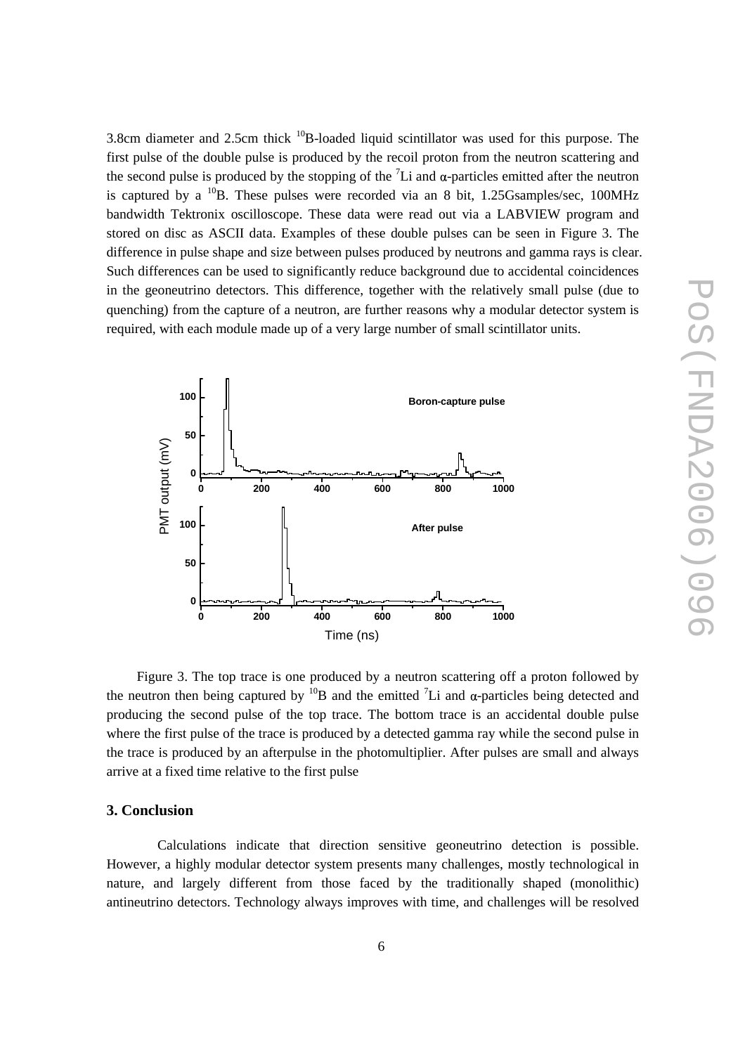3.8cm diameter and 2.5cm thick $^{10}$B-loaded liquid scintillator was used for this purpose. The first pulse of the double pulse is produced by the recoil proton from the neutron scattering and the second pulse is produced by the stopping of the $^{7}$Li and α-particles emitted after the neutron is captured by a $^{10}$B. These pulses were recorded via an 8 bit, 1.25Gsamples/sec, 100MHz bandwidth Tektronix oscilloscope. These data were read out via a LABVIEW program and stored on disc as ASCII data. Examples of these double pulses can be seen in Figure 3. The difference in pulse shape and size between pulses produced by neutrons and gamma rays is clear. Such differences can be used to significantly reduce background due to accidental coincidences in the geoneutrino detectors. This difference, together with the relatively small pulse (due to quenching) from the capture of a neutron, are further reasons why a modular detector system is required, with each module made up of a very large number of small scintillator units.

Figure 3. The top trace is one produced by a neutron scattering off a proton followed by the neutron then being captured by $^{10}$B and the emitted $^{7}$Li and α-particles being detected and producing the second pulse of the top trace. The bottom trace is an accidental double pulse where the first pulse of the trace is produced by a detected gamma ray while the second pulse in the trace is produced by an afterpulse in the photomultiplier. After pulses are small and always arrive at a fixed time relative to the first pulse

## 3. Conclusion

Calculations indicate that direction sensitive geoneutrino detection is possible. However, a highly modular detector system presents many challenges, mostly technological in nature, and largely different from those faced by the traditionally shaped (monolithic) antineutrino detectors. Technology always improves with time, and challenges will be resolved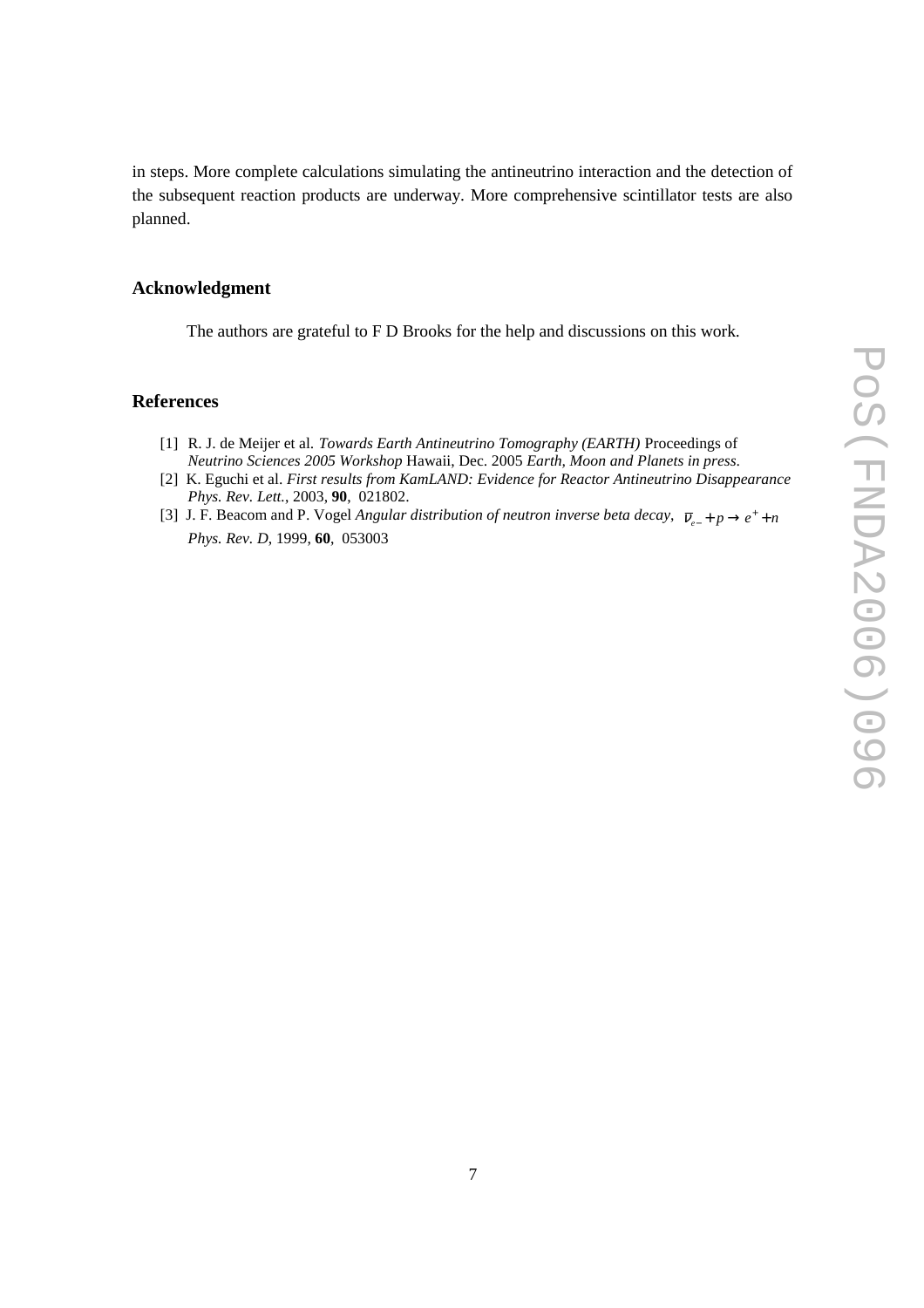in steps. More complete calculations simulating the antineutrino interaction and the detection of the subsequent reaction products are underway. More comprehensive scintillator tests are also planned.

## Acknowledgment

The authors are grateful to F D Brooks for the help and discussions on this work.

## References

[1] R. J. de Meijer et al. *Towards Earth Antineutrino Tomography (EARTH)* Proceedings of *Neutrino Sciences 2005 Workshop* Hawaii, Dec. 2005 *Earth, Moon and Planets in press.*

[2] K. Eguchi et al. *First results from KamLAND: Evidence for Reactor Antineutrino Disappearance Phys. Rev. Lett.*, 2003, **90**, 021802.

[3] J. F. Beacom and P. Vogel *Angular distribution of neutron inverse beta decay,* $\bar{\nu}_{e-} + p \rightarrow e^+ + n$ *Phys. Rev. D*, 1999, **60**, 053003